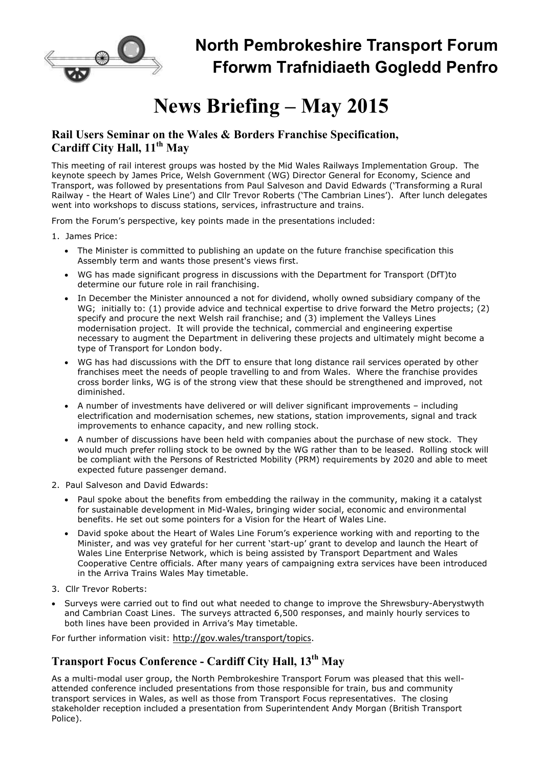## North Pembrokeshire Transport Forum
## Fforwm Trafnidiaeth Gogledd Penfro

# News Briefing – May 2015

### Rail Users Seminar on the Wales & Borders Franchise Specification, Cardiff City Hall, 11th May

This meeting of rail interest groups was hosted by the Mid Wales Railways Implementation Group. The keynote speech by James Price, Welsh Government (WG) Director General for Economy, Science and Transport, was followed by presentations from Paul Salveson and David Edwards ('Transforming a Rural Railway - the Heart of Wales Line') and Cllr Trevor Roberts ('The Cambrian Lines'). After lunch delegates went into workshops to discuss stations, services, infrastructure and trains.

From the Forum's perspective, key points made in the presentations included:

1. James Price:
   - The Minister is committed to publishing an update on the future franchise specification this Assembly term and wants those present's views first.
   - WG has made significant progress in discussions with the Department for Transport (DfT)to determine our future role in rail franchising.
   - In December the Minister announced a not for dividend, wholly owned subsidiary company of the WG; initially to: (1) provide advice and technical expertise to drive forward the Metro projects; (2) specify and procure the next Welsh rail franchise; and (3) implement the Valleys Lines modernisation project. It will provide the technical, commercial and engineering expertise necessary to augment the Department in delivering these projects and ultimately might become a type of Transport for London body.
   - WG has had discussions with the DfT to ensure that long distance rail services operated by other franchises meet the needs of people travelling to and from Wales. Where the franchise provides cross border links, WG is of the strong view that these should be strengthened and improved, not diminished.
   - A number of investments have delivered or will deliver significant improvements – including electrification and modernisation schemes, new stations, station improvements, signal and track improvements to enhance capacity, and new rolling stock.
   - A number of discussions have been held with companies about the purchase of new stock. They would much prefer rolling stock to be owned by the WG rather than to be leased. Rolling stock will be compliant with the Persons of Restricted Mobility (PRM) requirements by 2020 and able to meet expected future passenger demand.
2. Paul Salveson and David Edwards:
   - Paul spoke about the benefits from embedding the railway in the community, making it a catalyst for sustainable development in Mid-Wales, bringing wider social, economic and environmental benefits. He set out some pointers for a Vision for the Heart of Wales Line.
   - David spoke about the Heart of Wales Line Forum's experience working with and reporting to the Minister, and was vey grateful for her current 'start-up' grant to develop and launch the Heart of Wales Line Enterprise Network, which is being assisted by Transport Department and Wales Cooperative Centre officials. After many years of campaigning extra services have been introduced in the Arriva Trains Wales May timetable.
3. Cllr Trevor Roberts:

- Surveys were carried out to find out what needed to change to improve the Shrewsbury-Aberystwyth and Cambrian Coast Lines. The surveys attracted 6,500 responses, and mainly hourly services to both lines have been provided in Arriva's May timetable.

For further information visit: http://gov.wales/transport/topics.

### Transport Focus Conference - Cardiff City Hall, 13th May

As a multi-modal user group, the North Pembrokeshire Transport Forum was pleased that this well-attended conference included presentations from those responsible for train, bus and community transport services in Wales, as well as those from Transport Focus representatives. The closing stakeholder reception included a presentation from Superintendent Andy Morgan (British Transport Police).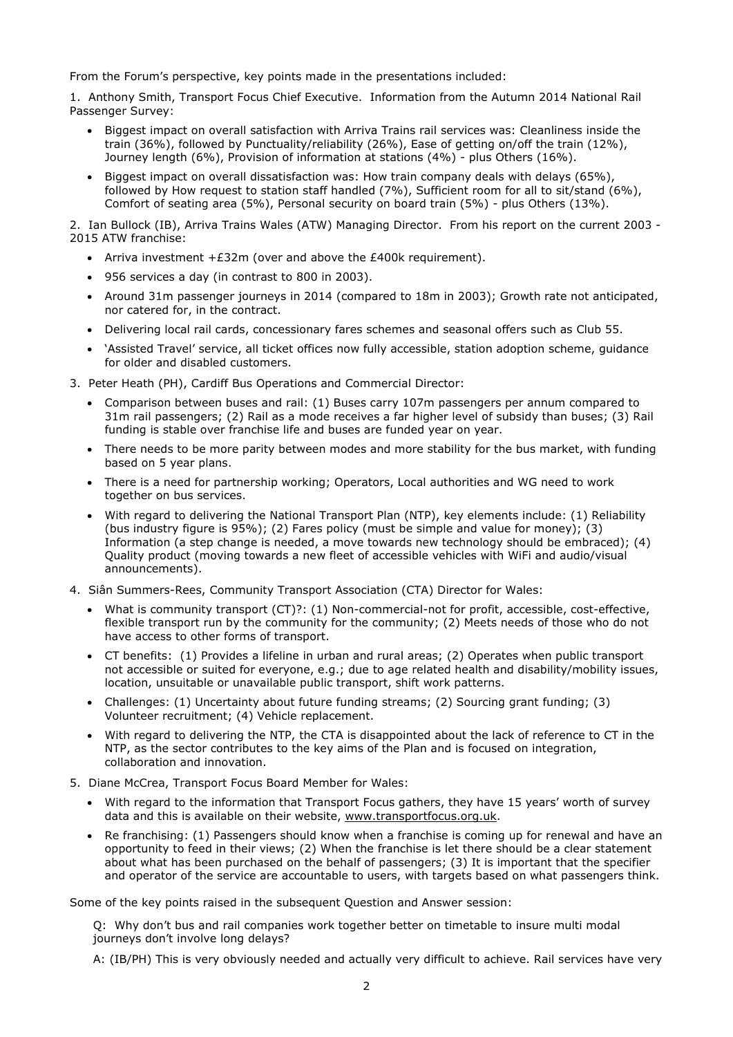From the Forum's perspective, key points made in the presentations included:

1. Anthony Smith, Transport Focus Chief Executive. Information from the Autumn 2014 National Rail Passenger Survey:
   - Biggest impact on overall satisfaction with Arriva Trains rail services was: Cleanliness inside the train (36%), followed by Punctuality/reliability (26%), Ease of getting on/off the train (12%), Journey length (6%), Provision of information at stations (4%) - plus Others (16%).
   - Biggest impact on overall dissatisfaction was: How train company deals with delays (65%), followed by How request to station staff handled (7%), Sufficient room for all to sit/stand (6%), Comfort of seating area (5%), Personal security on board train (5%) - plus Others (13%).

2. Ian Bullock (IB), Arriva Trains Wales (ATW) Managing Director. From his report on the current 2003 - 2015 ATW franchise:
   - Arriva investment +£32m (over and above the £400k requirement).
   - 956 services a day (in contrast to 800 in 2003).
   - Around 31m passenger journeys in 2014 (compared to 18m in 2003); Growth rate not anticipated, nor catered for, in the contract.
   - Delivering local rail cards, concessionary fares schemes and seasonal offers such as Club 55.
   - 'Assisted Travel' service, all ticket offices now fully accessible, station adoption scheme, guidance for older and disabled customers.

3. Peter Heath (PH), Cardiff Bus Operations and Commercial Director:
   - Comparison between buses and rail: (1) Buses carry 107m passengers per annum compared to 31m rail passengers; (2) Rail as a mode receives a far higher level of subsidy than buses; (3) Rail funding is stable over franchise life and buses are funded year on year.
   - There needs to be more parity between modes and more stability for the bus market, with funding based on 5 year plans.
   - There is a need for partnership working; Operators, Local authorities and WG need to work together on bus services.
   - With regard to delivering the National Transport Plan (NTP), key elements include: (1) Reliability (bus industry figure is 95%); (2) Fares policy (must be simple and value for money); (3) Information (a step change is needed, a move towards new technology should be embraced); (4) Quality product (moving towards a new fleet of accessible vehicles with WiFi and audio/visual announcements).

4. Siân Summers-Rees, Community Transport Association (CTA) Director for Wales:
   - What is community transport (CT)?: (1) Non-commercial-not for profit, accessible, cost-effective, flexible transport run by the community for the community; (2) Meets needs of those who do not have access to other forms of transport.
   - CT benefits: (1) Provides a lifeline in urban and rural areas; (2) Operates when public transport not accessible or suited for everyone, e.g.; due to age related health and disability/mobility issues, location, unsuitable or unavailable public transport, shift work patterns.
   - Challenges: (1) Uncertainty about future funding streams; (2) Sourcing grant funding; (3) Volunteer recruitment; (4) Vehicle replacement.
   - With regard to delivering the NTP, the CTA is disappointed about the lack of reference to CT in the NTP, as the sector contributes to the key aims of the Plan and is focused on integration, collaboration and innovation.

5. Diane McCrea, Transport Focus Board Member for Wales:
   - With regard to the information that Transport Focus gathers, they have 15 years' worth of survey data and this is available on their website, www.transportfocus.org.uk.
   - Re franchising: (1) Passengers should know when a franchise is coming up for renewal and have an opportunity to feed in their views; (2) When the franchise is let there should be a clear statement about what has been purchased on the behalf of passengers; (3) It is important that the specifier and operator of the service are accountable to users, with targets based on what passengers think.

Some of the key points raised in the subsequent Question and Answer session:

Q: Why don't bus and rail companies work together better on timetable to insure multi modal journeys don't involve long delays?

A: (IB/PH) This is very obviously needed and actually very difficult to achieve. Rail services have very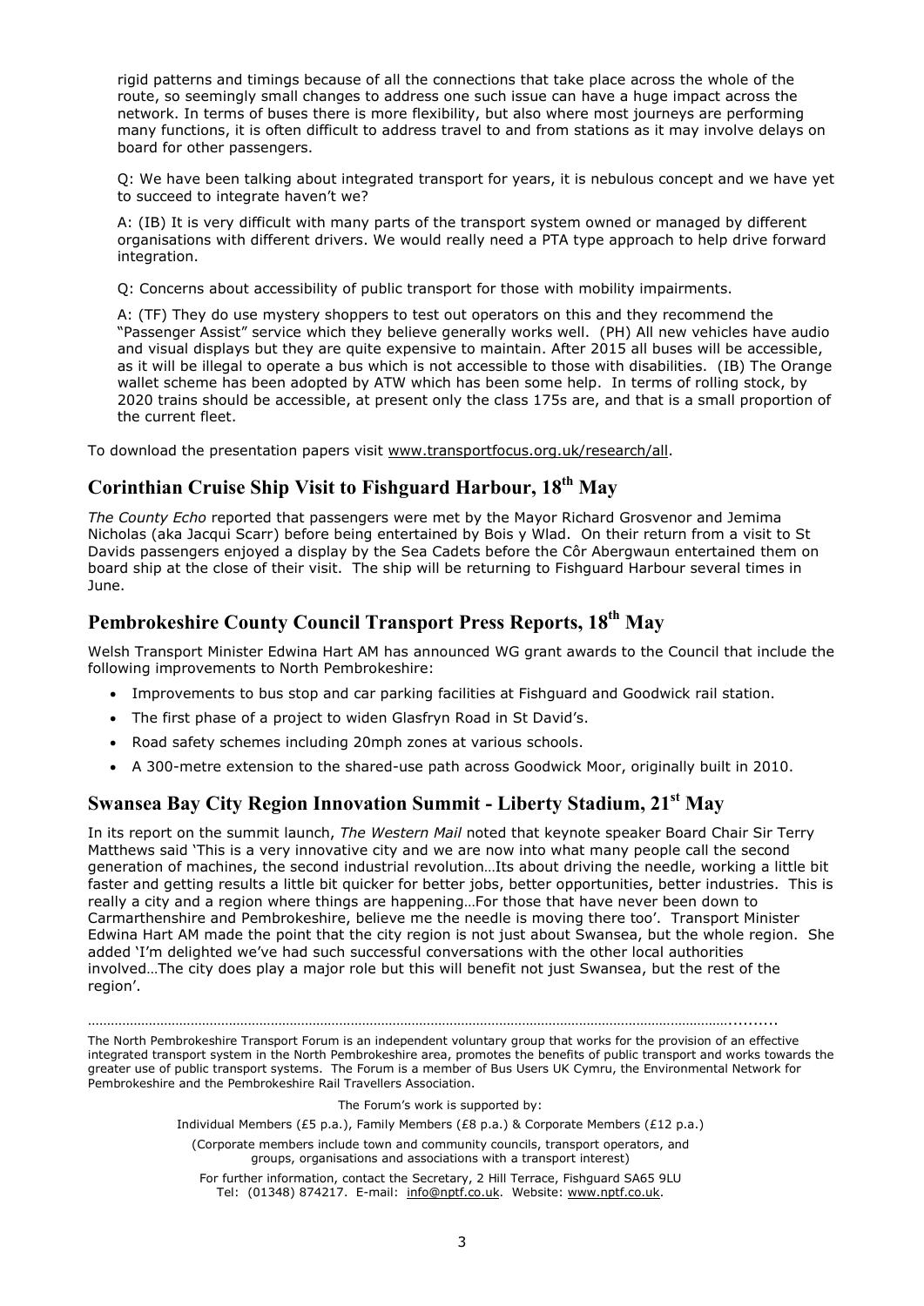rigid patterns and timings because of all the connections that take place across the whole of the route, so seemingly small changes to address one such issue can have a huge impact across the network. In terms of buses there is more flexibility, but also where most journeys are performing many functions, it is often difficult to address travel to and from stations as it may involve delays on board for other passengers.

Q: We have been talking about integrated transport for years, it is nebulous concept and we have yet to succeed to integrate haven't we?

A: (IB) It is very difficult with many parts of the transport system owned or managed by different organisations with different drivers. We would really need a PTA type approach to help drive forward integration.

Q: Concerns about accessibility of public transport for those with mobility impairments.

A: (TF) They do use mystery shoppers to test out operators on this and they recommend the "Passenger Assist" service which they believe generally works well. (PH) All new vehicles have audio and visual displays but they are quite expensive to maintain. After 2015 all buses will be accessible, as it will be illegal to operate a bus which is not accessible to those with disabilities. (IB) The Orange wallet scheme has been adopted by ATW which has been some help. In terms of rolling stock, by 2020 trains should be accessible, at present only the class 175s are, and that is a small proportion of the current fleet.

To download the presentation papers visit www.transportfocus.org.uk/research/all.

## Corinthian Cruise Ship Visit to Fishguard Harbour, 18th May

*The County Echo* reported that passengers were met by the Mayor Richard Grosvenor and Jemima Nicholas (aka Jacqui Scarr) before being entertained by Bois y Wlad. On their return from a visit to St Davids passengers enjoyed a display by the Sea Cadets before the Côr Abergwaun entertained them on board ship at the close of their visit. The ship will be returning to Fishguard Harbour several times in June.

## Pembrokeshire County Council Transport Press Reports, 18th May

Welsh Transport Minister Edwina Hart AM has announced WG grant awards to the Council that include the following improvements to North Pembrokeshire:

- Improvements to bus stop and car parking facilities at Fishguard and Goodwick rail station.
- The first phase of a project to widen Glasfryn Road in St David's.
- Road safety schemes including 20mph zones at various schools.
- A 300-metre extension to the shared-use path across Goodwick Moor, originally built in 2010.

## Swansea Bay City Region Innovation Summit - Liberty Stadium, 21st May

In its report on the summit launch, *The Western Mail* noted that keynote speaker Board Chair Sir Terry Matthews said 'This is a very innovative city and we are now into what many people call the second generation of machines, the second industrial revolution…Its about driving the needle, working a little bit faster and getting results a little bit quicker for better jobs, better opportunities, better industries. This is really a city and a region where things are happening…For those that have never been down to Carmarthenshire and Pembrokeshire, believe me the needle is moving there too'. Transport Minister Edwina Hart AM made the point that the city region is not just about Swansea, but the whole region. She added 'I'm delighted we've had such successful conversations with the other local authorities involved…The city does play a major role but this will benefit not just Swansea, but the rest of the region'.

…………………………………………………………………………………………………………………………………………….........

The North Pembrokeshire Transport Forum is an independent voluntary group that works for the provision of an effective integrated transport system in the North Pembrokeshire area, promotes the benefits of public transport and works towards the greater use of public transport systems. The Forum is a member of Bus Users UK Cymru, the Environmental Network for Pembrokeshire and the Pembrokeshire Rail Travellers Association.

The Forum's work is supported by:

Individual Members (£5 p.a.), Family Members (£8 p.a.) & Corporate Members (£12 p.a.)

(Corporate members include town and community councils, transport operators, and groups, organisations and associations with a transport interest)

For further information, contact the Secretary, 2 Hill Terrace, Fishguard SA65 9LU
Tel: (01348) 874217. E-mail: info@nptf.co.uk. Website: www.nptf.co.uk.